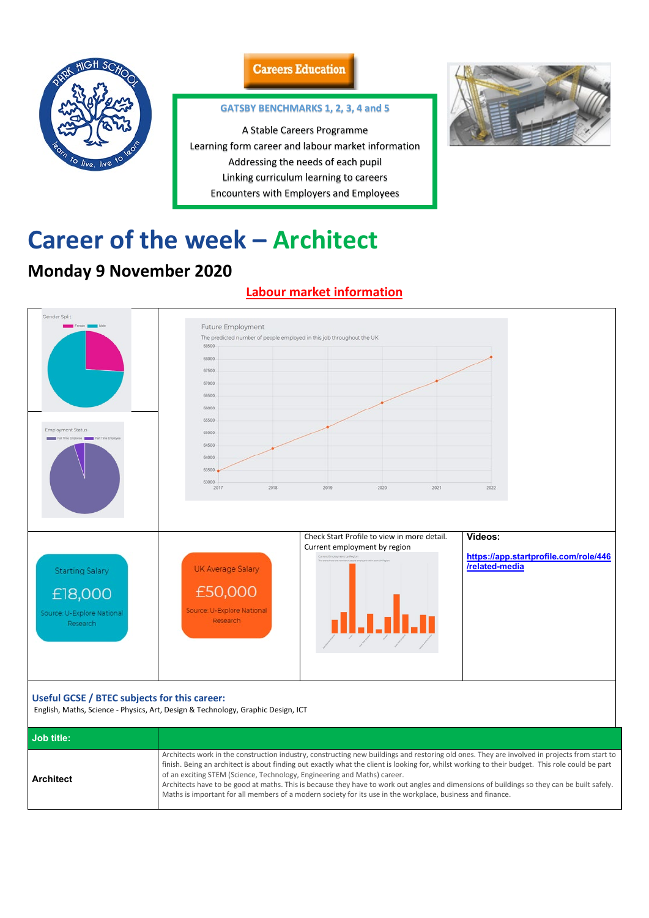Careers Education

**GATSBY BENCHMARKS 1, 2, 3, 4 and 5**

A Stable Careers Programme
Learning form career and labour market information
Addressing the needs of each pupil
Linking curriculum learning to careers
Encounters with Employers and Employees

# Career of the week – Architect

## Monday 9 November 2020

### Labour market information

Gender Split: Female, Male

Employment Status: Full Time Employee, Part Time Employee

Future Employment
The predicted number of people employed in this job throughout the UK

Starting Salary
£18,000
Source: U-Explore National Research

UK Average Salary
£50,000
Source: U-Explore National Research

Check Start Profile to view in more detail.
Current employment by region

**Videos:**
https://app.startprofile.com/role/446/related-media

**Useful GCSE / BTEC subjects for this career:**
English, Maths, Science - Physics, Art, Design & Technology, Graphic Design, ICT

| Job title: | |
|---|---|
| **Architect** | Architects work in the construction industry, constructing new buildings and restoring old ones. They are involved in projects from start to finish. Being an architect is about finding out exactly what the client is looking for, whilst working to their budget. This role could be part of an exciting STEM (Science, Technology, Engineering and Maths) career. Architects have to be good at maths. This is because they have to work out angles and dimensions of buildings so they can be built safely. Maths is important for all members of a modern society for its use in the workplace, business and finance. |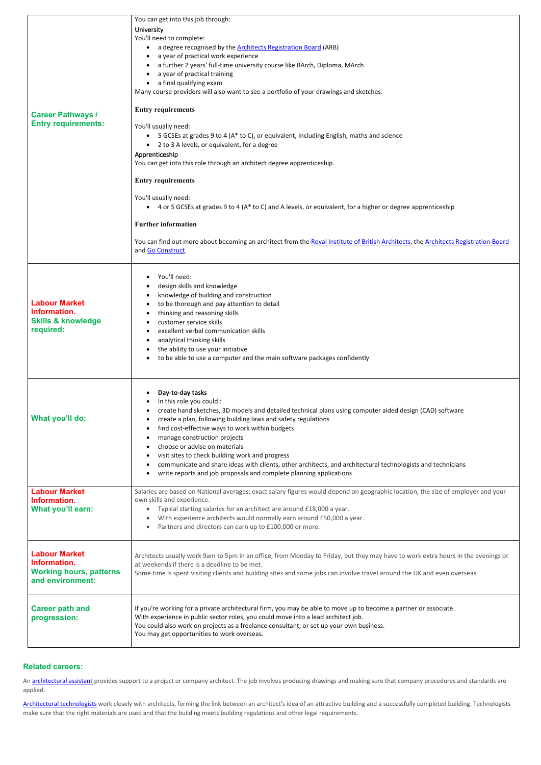| | |
|---|---|
| **Career Pathways / Entry requirements:** | You can get into this job through:<br>**University**<br>You'll need to complete:<br>• a degree recognised by the [Architects Registration Board](Architects Registration Board) (ARB)<br>• a year of practical work experience<br>• a further 2 years' full-time university course like BArch, Diploma, MArch<br>• a year of practical training<br>• a final qualifying exam<br>Many course providers will also want to see a portfolio of your drawings and sketches.<br><br>**Entry requirements**<br><br>You'll usually need:<br>• 5 GCSEs at grades 9 to 4 (A* to C), or equivalent, including English, maths and science<br>• 2 to 3 A levels, or equivalent, for a degree<br>**Apprenticeship**<br>You can get into this role through an architect degree apprenticeship.<br><br>**Entry requirements**<br><br>You'll usually need:<br>• 4 or 5 GCSEs at grades 9 to 4 (A* to C) and A levels, or equivalent, for a higher or degree apprenticeship<br><br>**Further information**<br><br>You can find out more about becoming an architect from the Royal Institute of British Architects, the Architects Registration Board and Go Construct. |
| **Labour Market Information. Skills & knowledge required:** | • You'll need:<br>• design skills and knowledge<br>• knowledge of building and construction<br>• to be thorough and pay attention to detail<br>• thinking and reasoning skills<br>• customer service skills<br>• excellent verbal communication skills<br>• analytical thinking skills<br>• the ability to use your initiative<br>• to be able to use a computer and the main software packages confidently |
| **What you'll do:** | • **Day-to-day tasks**<br>• In this role you could :<br>• create hand sketches, 3D models and detailed technical plans using computer aided design (CAD) software<br>• create a plan, following building laws and safety regulations<br>• find cost-effective ways to work within budgets<br>• manage construction projects<br>• choose or advise on materials<br>• visit sites to check building work and progress<br>• communicate and share ideas with clients, other architects, and architectural technologists and technicians<br>• write reports and job proposals and complete planning applications |
| **Labour Market Information. What you'll earn:** | Salaries are based on National averages; exact salary figures would depend on geographic location, the size of employer and your own skills and experience.<br>• Typical starting salaries for an architect are around £18,000 a year.<br>• With experience architects would normally earn around £50,000 a year.<br>• Partners and directors can earn up to £100,000 or more. |
| **Labour Market Information. Working hours, patterns and environment:** | Architects usually work 9am to 5pm in an office, from Monday to Friday, but they may have to work extra hours in the evenings or at weekends if there is a deadline to be met.<br>Some time is spent visiting clients and building sites and some jobs can involve travel around the UK and even overseas. |
| **Career path and progression:** | If you're working for a private architectural firm, you may be able to move up to become a partner or associate.<br>With experience in public sector roles, you could move into a lead architect job.<br>You could also work on projects as a freelance consultant, or set up your own business.<br>You may get opportunities to work overseas. |

## Related careers:

An architectural assistant provides support to a project or company architect. The job involves producing drawings and making sure that company procedures and standards are applied.

Architectural technologists work closely with architects, forming the link between an architect's idea of an attractive building and a successfully completed building. Technologists make sure that the right materials are used and that the building meets building regulations and other legal requirements.